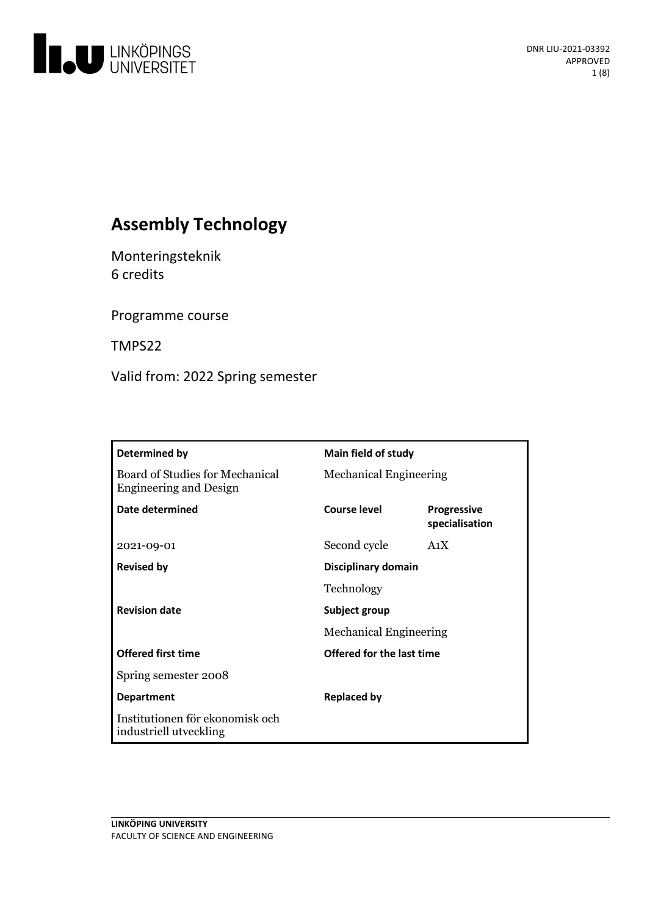# Assembly Technology

Monteringsteknik
6 credits

Programme course

TMPS22

Valid from: 2022 Spring semester

| **Determined by** | **Main field of study** | |
|---|---|---|
| Board of Studies for Mechanical Engineering and Design | Mechanical Engineering | |
| **Date determined** | **Course level** | **Progressive specialisation** |
| 2021-09-01 | Second cycle | A1X |
| **Revised by** | **Disciplinary domain** | |
| | Technology | |
| **Revision date** | **Subject group** | |
| | Mechanical Engineering | |
| **Offered first time** | **Offered for the last time** | |
| Spring semester 2008 | | |
| **Department** | **Replaced by** | |
| Institutionen för ekonomisk och industriell utveckling | | |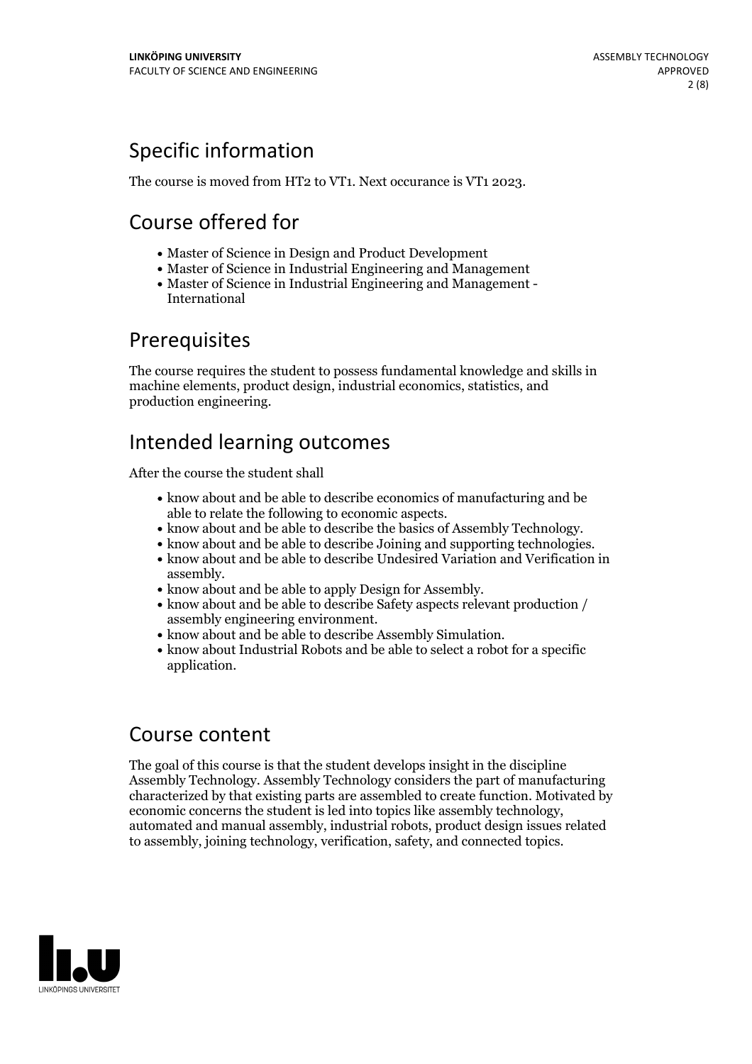## Specific information

The course is moved from HT2 to VT1. Next occurance is VT1 2023.

## Course offered for

- Master of Science in Design and Product Development
- Master of Science in Industrial Engineering and Management
- Master of Science in Industrial Engineering and Management - International

## Prerequisites

The course requires the student to possess fundamental knowledge and skills in machine elements, product design, industrial economics, statistics, and production engineering.

## Intended learning outcomes

After the course the student shall

- know about and be able to describe economics of manufacturing and be able to relate the following to economic aspects.
- know about and be able to describe the basics of Assembly Technology.
- know about and be able to describe Joining and supporting technologies.
- know about and be able to describe Undesired Variation and Verification in assembly.
- know about and be able to apply Design for Assembly.
- know about and be able to describe Safety aspects relevant production / assembly engineering environment.
- know about and be able to describe Assembly Simulation.
- know about Industrial Robots and be able to select a robot for a specific application.

## Course content

The goal of this course is that the student develops insight in the discipline Assembly Technology. Assembly Technology considers the part of manufacturing characterized by that existing parts are assembled to create function. Motivated by economic concerns the student is led into topics like assembly technology, automated and manual assembly, industrial robots, product design issues related to assembly, joining technology, verification, safety, and connected topics.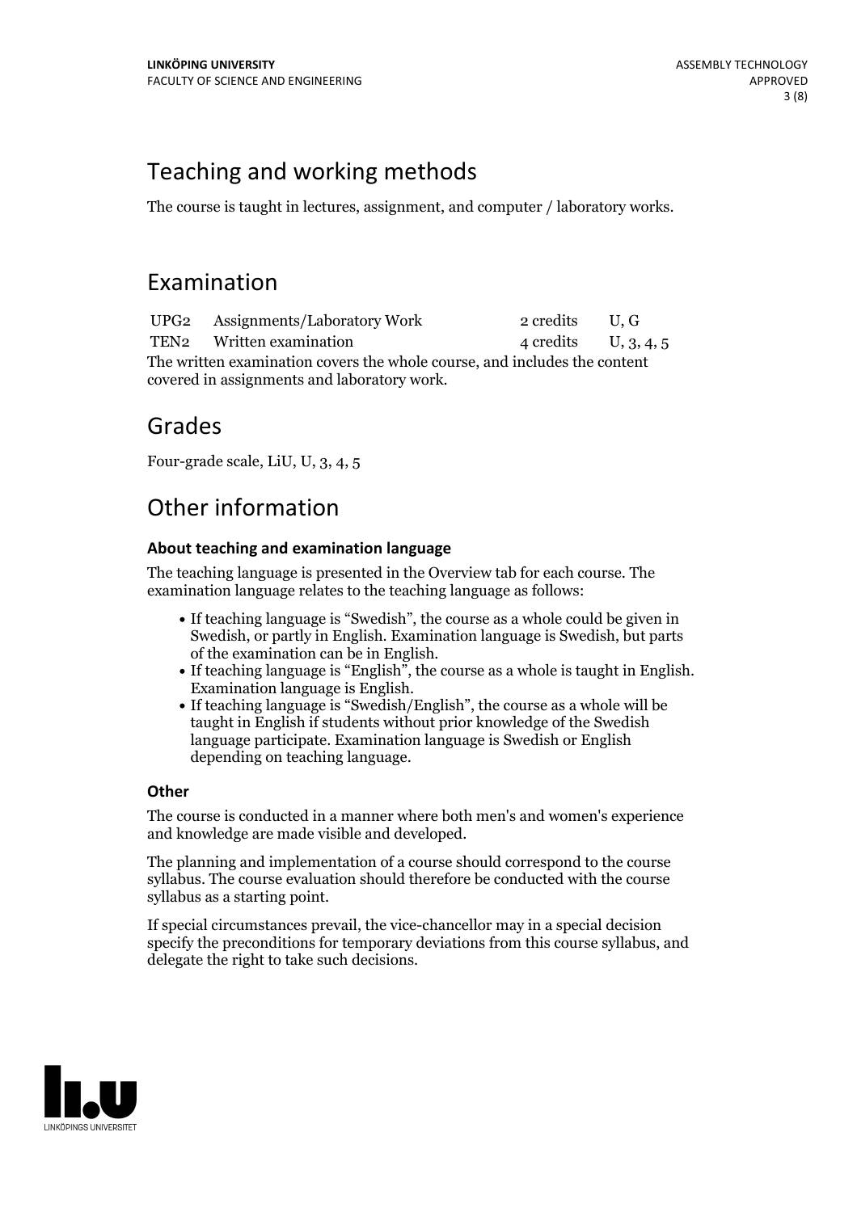## Teaching and working methods

The course is taught in lectures, assignment, and computer / laboratory works.

## Examination

| | | | |
|---|---|---|---|
| UPG2 | Assignments/Laboratory Work | 2 credits | U, G |
| TEN2 | Written examination | 4 credits | U, 3, 4, 5 |

The written examination covers the whole course, and includes the content covered in assignments and laboratory work.

## Grades

Four-grade scale, LiU, U, 3, 4, 5

## Other information

### About teaching and examination language

The teaching language is presented in the Overview tab for each course. The examination language relates to the teaching language as follows:

- If teaching language is "Swedish", the course as a whole could be given in Swedish, or partly in English. Examination language is Swedish, but parts of the examination can be in English.
- If teaching language is "English", the course as a whole is taught in English. Examination language is English.
- If teaching language is "Swedish/English", the course as a whole will be taught in English if students without prior knowledge of the Swedish language participate. Examination language is Swedish or English depending on teaching language.

### Other

The course is conducted in a manner where both men's and women's experience and knowledge are made visible and developed.

The planning and implementation of a course should correspond to the course syllabus. The course evaluation should therefore be conducted with the course syllabus as a starting point.

If special circumstances prevail, the vice-chancellor may in a special decision specify the preconditions for temporary deviations from this course syllabus, and delegate the right to take such decisions.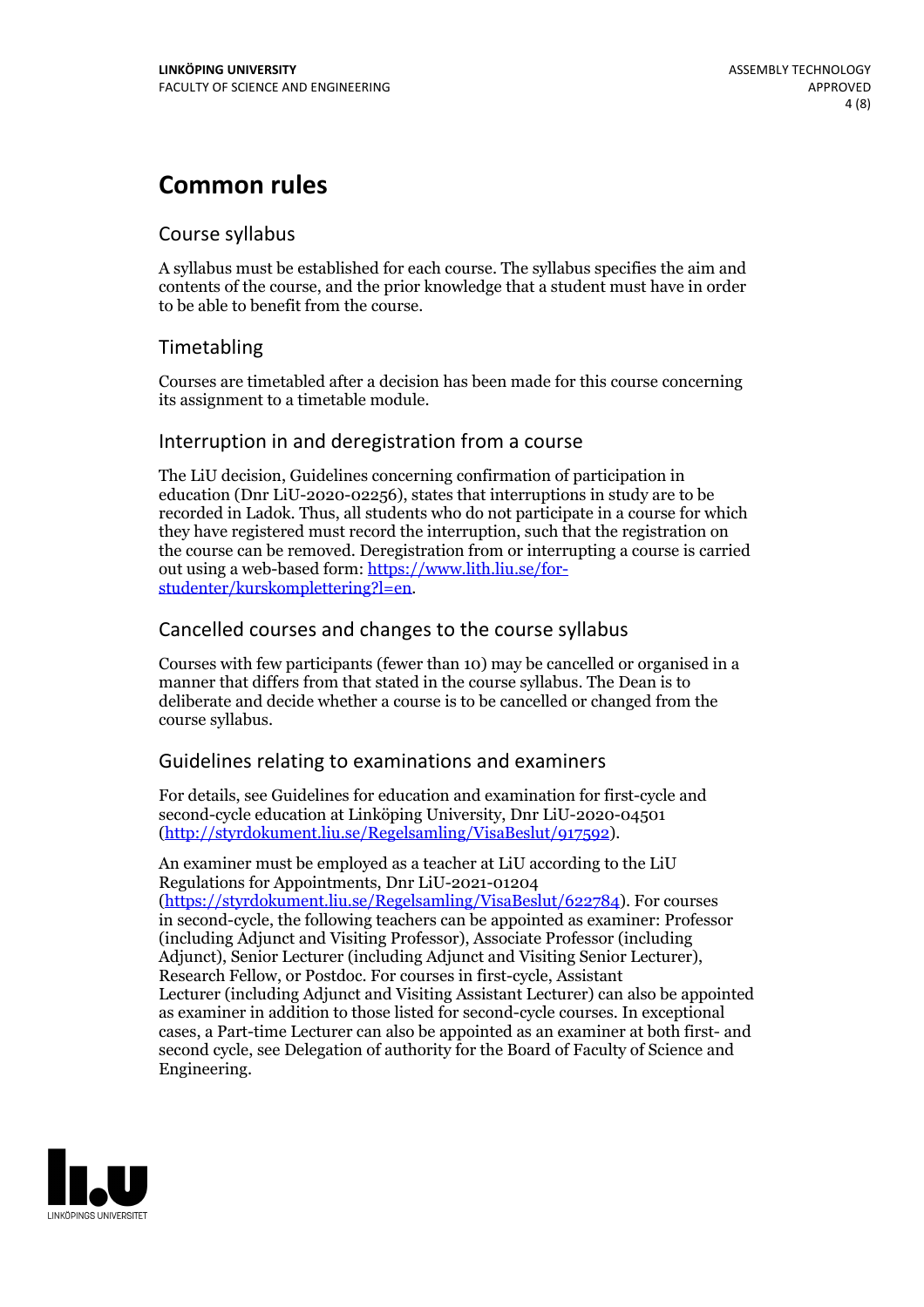# Common rules

## Course syllabus

A syllabus must be established for each course. The syllabus specifies the aim and contents of the course, and the prior knowledge that a student must have in order to be able to benefit from the course.

## Timetabling

Courses are timetabled after a decision has been made for this course concerning its assignment to a timetable module.

## Interruption in and deregistration from a course

The LiU decision, Guidelines concerning confirmation of participation in education (Dnr LiU-2020-02256), states that interruptions in study are to be recorded in Ladok. Thus, all students who do not participate in a course for which they have registered must record the interruption, such that the registration on the course can be removed. Deregistration from or interrupting a course is carried out using a web-based form: https://www.lith.liu.se/for-studenter/kurskomplettering?l=en.

## Cancelled courses and changes to the course syllabus

Courses with few participants (fewer than 10) may be cancelled or organised in a manner that differs from that stated in the course syllabus. The Dean is to deliberate and decide whether a course is to be cancelled or changed from the course syllabus.

## Guidelines relating to examinations and examiners

For details, see Guidelines for education and examination for first-cycle and second-cycle education at Linköping University, Dnr LiU-2020-04501 (http://styrdokument.liu.se/Regelsamling/VisaBeslut/917592).

An examiner must be employed as a teacher at LiU according to the LiU Regulations for Appointments, Dnr LiU-2021-01204 (https://styrdokument.liu.se/Regelsamling/VisaBeslut/622784). For courses in second-cycle, the following teachers can be appointed as examiner: Professor (including Adjunct and Visiting Professor), Associate Professor (including Adjunct), Senior Lecturer (including Adjunct and Visiting Senior Lecturer), Research Fellow, or Postdoc. For courses in first-cycle, Assistant Lecturer (including Adjunct and Visiting Assistant Lecturer) can also be appointed as examiner in addition to those listed for second-cycle courses. In exceptional cases, a Part-time Lecturer can also be appointed as an examiner at both first- and second cycle, see Delegation of authority for the Board of Faculty of Science and Engineering.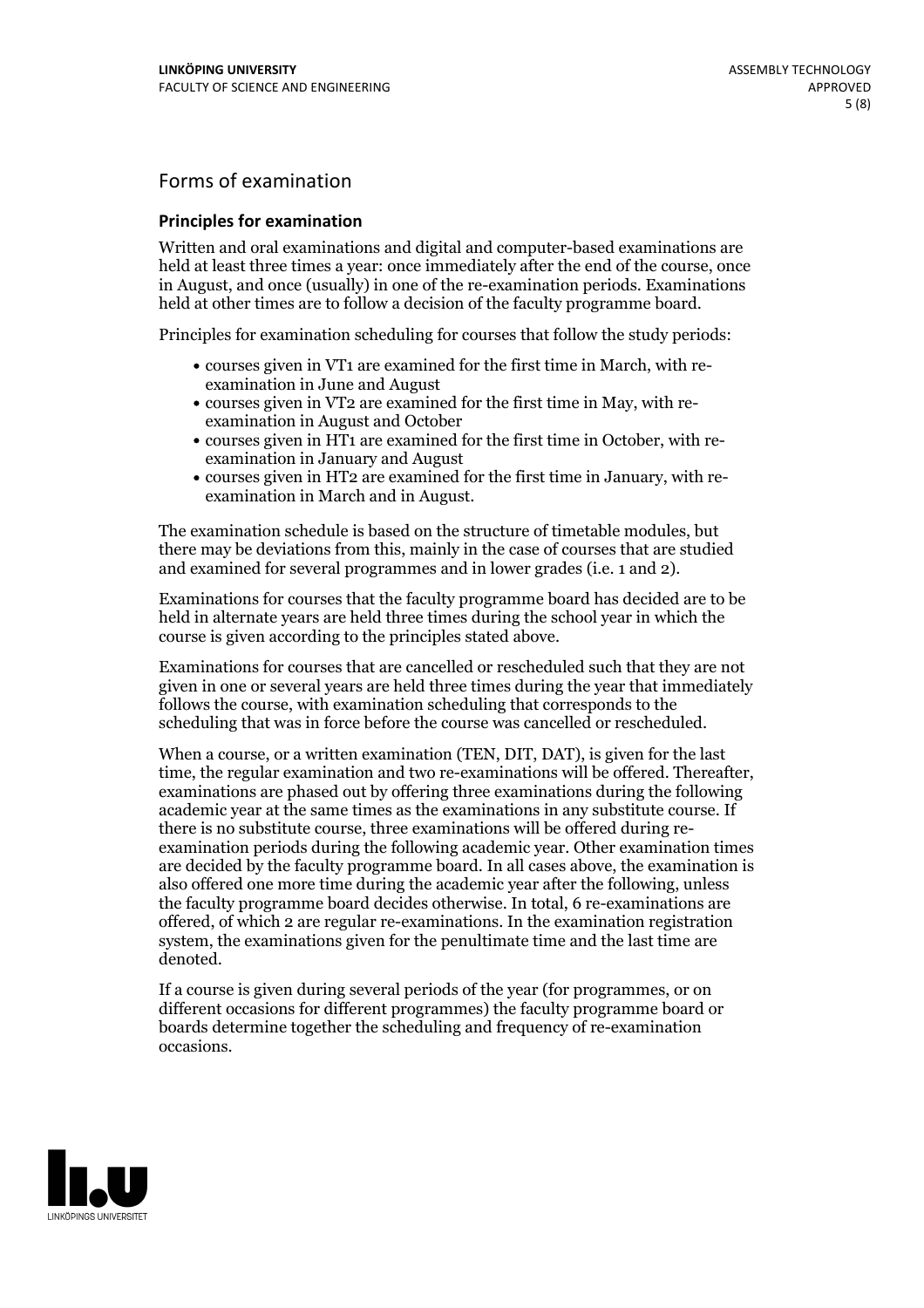## Forms of examination

### Principles for examination

Written and oral examinations and digital and computer-based examinations are held at least three times a year: once immediately after the end of the course, once in August, and once (usually) in one of the re-examination periods. Examinations held at other times are to follow a decision of the faculty programme board.

Principles for examination scheduling for courses that follow the study periods:

- courses given in VT1 are examined for the first time in March, with re-examination in June and August
- courses given in VT2 are examined for the first time in May, with re-examination in August and October
- courses given in HT1 are examined for the first time in October, with re-examination in January and August
- courses given in HT2 are examined for the first time in January, with re-examination in March and in August.

The examination schedule is based on the structure of timetable modules, but there may be deviations from this, mainly in the case of courses that are studied and examined for several programmes and in lower grades (i.e. 1 and 2).

Examinations for courses that the faculty programme board has decided are to be held in alternate years are held three times during the school year in which the course is given according to the principles stated above.

Examinations for courses that are cancelled or rescheduled such that they are not given in one or several years are held three times during the year that immediately follows the course, with examination scheduling that corresponds to the scheduling that was in force before the course was cancelled or rescheduled.

When a course, or a written examination (TEN, DIT, DAT), is given for the last time, the regular examination and two re-examinations will be offered. Thereafter, examinations are phased out by offering three examinations during the following academic year at the same times as the examinations in any substitute course. If there is no substitute course, three examinations will be offered during re-examination periods during the following academic year. Other examination times are decided by the faculty programme board. In all cases above, the examination is also offered one more time during the academic year after the following, unless the faculty programme board decides otherwise. In total, 6 re-examinations are offered, of which 2 are regular re-examinations. In the examination registration system, the examinations given for the penultimate time and the last time are denoted.

If a course is given during several periods of the year (for programmes, or on different occasions for different programmes) the faculty programme board or boards determine together the scheduling and frequency of re-examination occasions.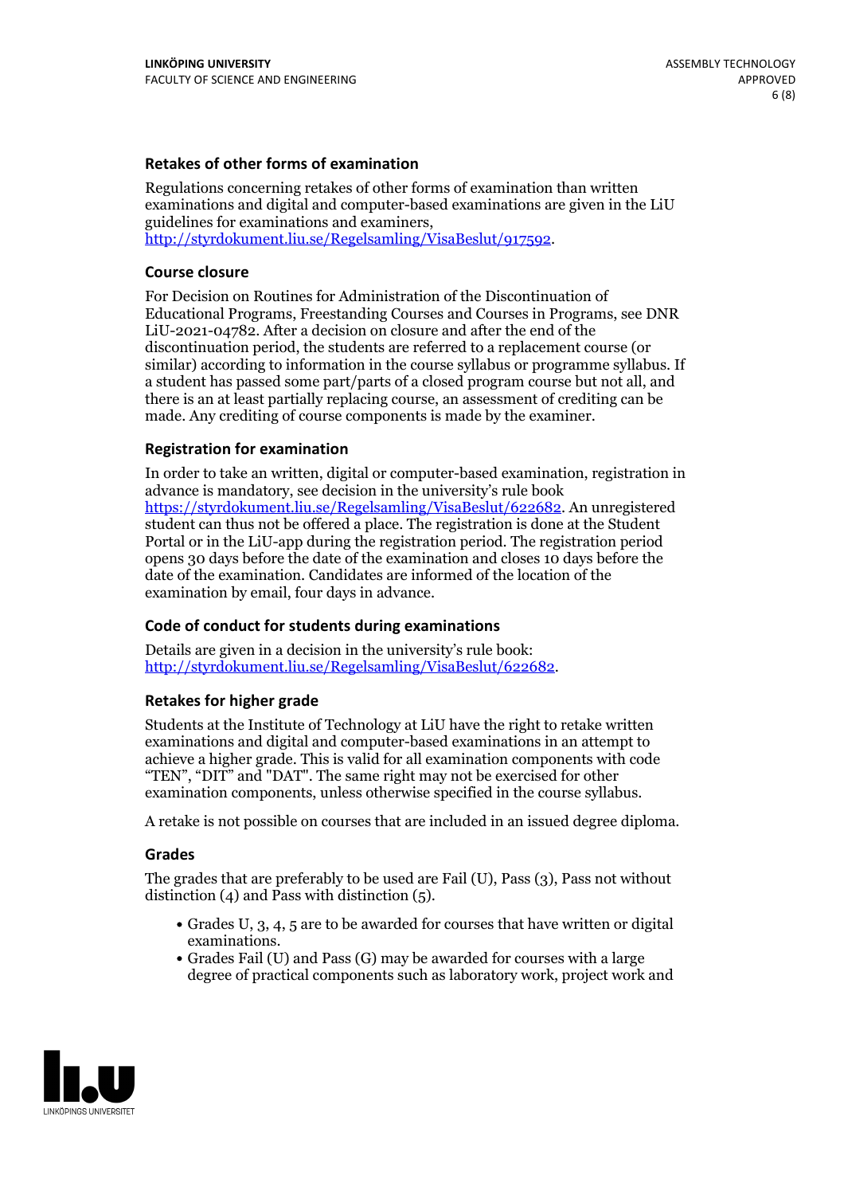### Retakes of other forms of examination

Regulations concerning retakes of other forms of examination than written examinations and digital and computer-based examinations are given in the LiU guidelines for examinations and examiners, http://styrdokument.liu.se/Regelsamling/VisaBeslut/917592.

### Course closure

For Decision on Routines for Administration of the Discontinuation of Educational Programs, Freestanding Courses and Courses in Programs, see DNR LiU-2021-04782. After a decision on closure and after the end of the discontinuation period, the students are referred to a replacement course (or similar) according to information in the course syllabus or programme syllabus. If a student has passed some part/parts of a closed program course but not all, and there is an at least partially replacing course, an assessment of crediting can be made. Any crediting of course components is made by the examiner.

### Registration for examination

In order to take an written, digital or computer-based examination, registration in advance is mandatory, see decision in the university's rule book https://styrdokument.liu.se/Regelsamling/VisaBeslut/622682. An unregistered student can thus not be offered a place. The registration is done at the Student Portal or in the LiU-app during the registration period. The registration period opens 30 days before the date of the examination and closes 10 days before the date of the examination. Candidates are informed of the location of the examination by email, four days in advance.

### Code of conduct for students during examinations

Details are given in a decision in the university's rule book: http://styrdokument.liu.se/Regelsamling/VisaBeslut/622682.

### Retakes for higher grade

Students at the Institute of Technology at LiU have the right to retake written examinations and digital and computer-based examinations in an attempt to achieve a higher grade. This is valid for all examination components with code "TEN", "DIT" and "DAT". The same right may not be exercised for other examination components, unless otherwise specified in the course syllabus.

A retake is not possible on courses that are included in an issued degree diploma.

### Grades

The grades that are preferably to be used are Fail (U), Pass (3), Pass not without distinction (4) and Pass with distinction (5).

- Grades U, 3, 4, 5 are to be awarded for courses that have written or digital examinations.
- Grades Fail (U) and Pass (G) may be awarded for courses with a large degree of practical components such as laboratory work, project work and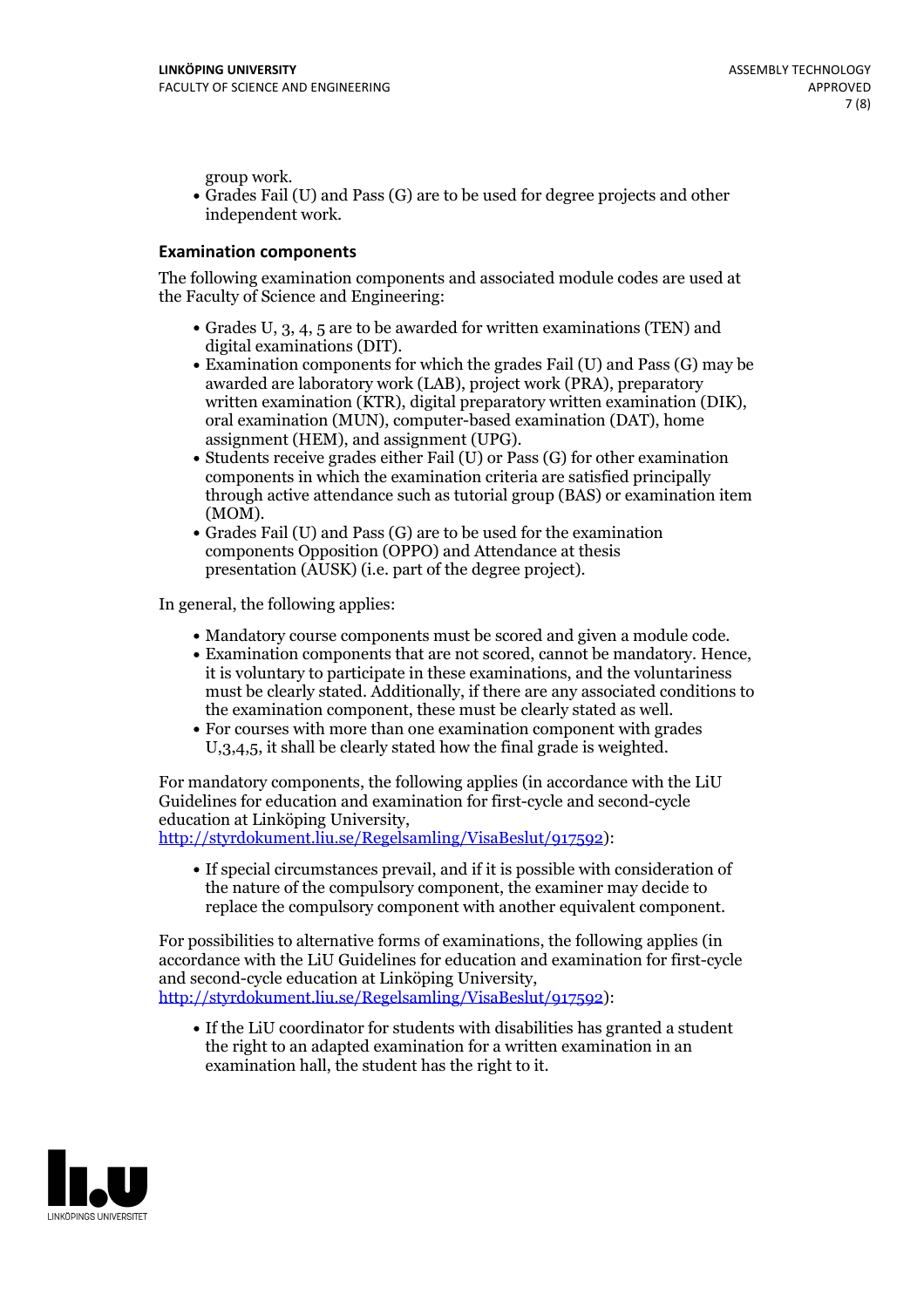group work.

- Grades Fail (U) and Pass (G) are to be used for degree projects and other independent work.

### Examination components

The following examination components and associated module codes are used at the Faculty of Science and Engineering:

- Grades U, 3, 4, 5 are to be awarded for written examinations (TEN) and digital examinations (DIT).
- Examination components for which the grades Fail (U) and Pass (G) may be awarded are laboratory work (LAB), project work (PRA), preparatory written examination (KTR), digital preparatory written examination (DIK), oral examination (MUN), computer-based examination (DAT), home assignment (HEM), and assignment (UPG).
- Students receive grades either Fail (U) or Pass (G) for other examination components in which the examination criteria are satisfied principally through active attendance such as tutorial group (BAS) or examination item (MOM).
- Grades Fail (U) and Pass (G) are to be used for the examination components Opposition (OPPO) and Attendance at thesis presentation (AUSK) (i.e. part of the degree project).

In general, the following applies:

- Mandatory course components must be scored and given a module code.
- Examination components that are not scored, cannot be mandatory. Hence, it is voluntary to participate in these examinations, and the voluntariness must be clearly stated. Additionally, if there are any associated conditions to the examination component, these must be clearly stated as well.
- For courses with more than one examination component with grades U,3,4,5, it shall be clearly stated how the final grade is weighted.

For mandatory components, the following applies (in accordance with the LiU Guidelines for education and examination for first-cycle and second-cycle education at Linköping University, http://styrdokument.liu.se/Regelsamling/VisaBeslut/917592):

- If special circumstances prevail, and if it is possible with consideration of the nature of the compulsory component, the examiner may decide to replace the compulsory component with another equivalent component.

For possibilities to alternative forms of examinations, the following applies (in accordance with the LiU Guidelines for education and examination for first-cycle and second-cycle education at Linköping University, http://styrdokument.liu.se/Regelsamling/VisaBeslut/917592):

- If the LiU coordinator for students with disabilities has granted a student the right to an adapted examination for a written examination in an examination hall, the student has the right to it.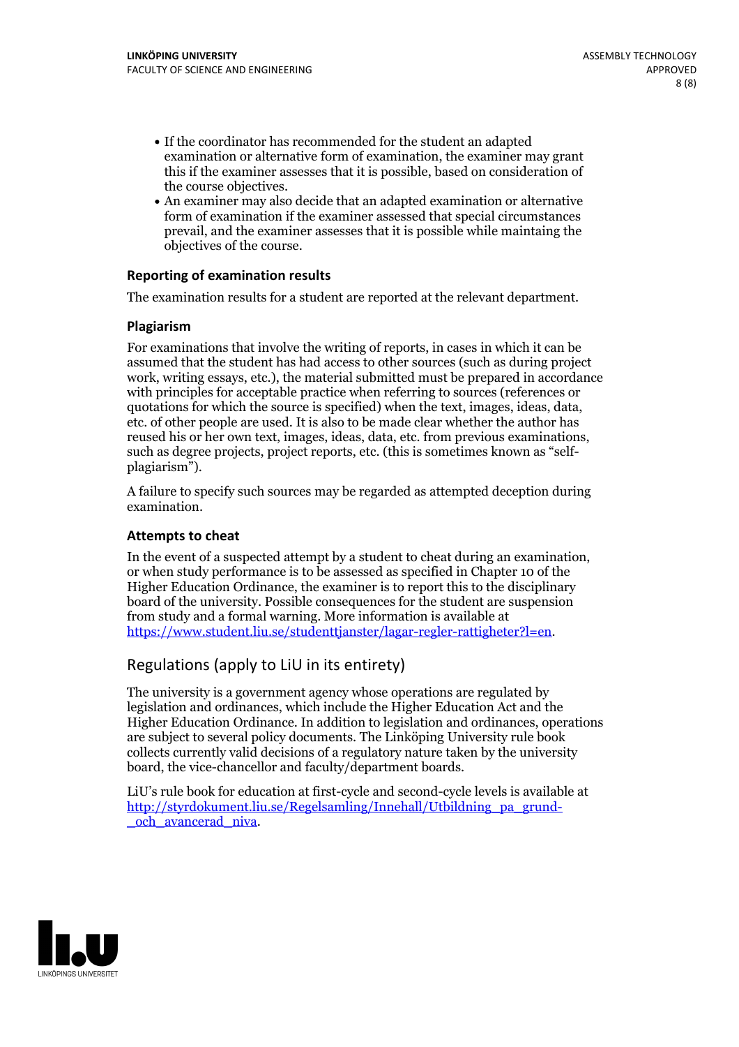- If the coordinator has recommended for the student an adapted examination or alternative form of examination, the examiner may grant this if the examiner assesses that it is possible, based on consideration of the course objectives.
- An examiner may also decide that an adapted examination or alternative form of examination if the examiner assessed that special circumstances prevail, and the examiner assesses that it is possible while maintaing the objectives of the course.

### Reporting of examination results

The examination results for a student are reported at the relevant department.

### Plagiarism

For examinations that involve the writing of reports, in cases in which it can be assumed that the student has had access to other sources (such as during project work, writing essays, etc.), the material submitted must be prepared in accordance with principles for acceptable practice when referring to sources (references or quotations for which the source is specified) when the text, images, ideas, data, etc. of other people are used. It is also to be made clear whether the author has reused his or her own text, images, ideas, data, etc. from previous examinations, such as degree projects, project reports, etc. (this is sometimes known as "self-plagiarism").

A failure to specify such sources may be regarded as attempted deception during examination.

### Attempts to cheat

In the event of a suspected attempt by a student to cheat during an examination, or when study performance is to be assessed as specified in Chapter 10 of the Higher Education Ordinance, the examiner is to report this to the disciplinary board of the university. Possible consequences for the student are suspension from study and a formal warning. More information is available at https://www.student.liu.se/studenttjanster/lagar-regler-rattigheter?l=en.

## Regulations (apply to LiU in its entirety)

The university is a government agency whose operations are regulated by legislation and ordinances, which include the Higher Education Act and the Higher Education Ordinance. In addition to legislation and ordinances, operations are subject to several policy documents. The Linköping University rule book collects currently valid decisions of a regulatory nature taken by the university board, the vice-chancellor and faculty/department boards.

LiU's rule book for education at first-cycle and second-cycle levels is available at http://styrdokument.liu.se/Regelsamling/Innehall/Utbildning_pa_grund-_och_avancerad_niva.